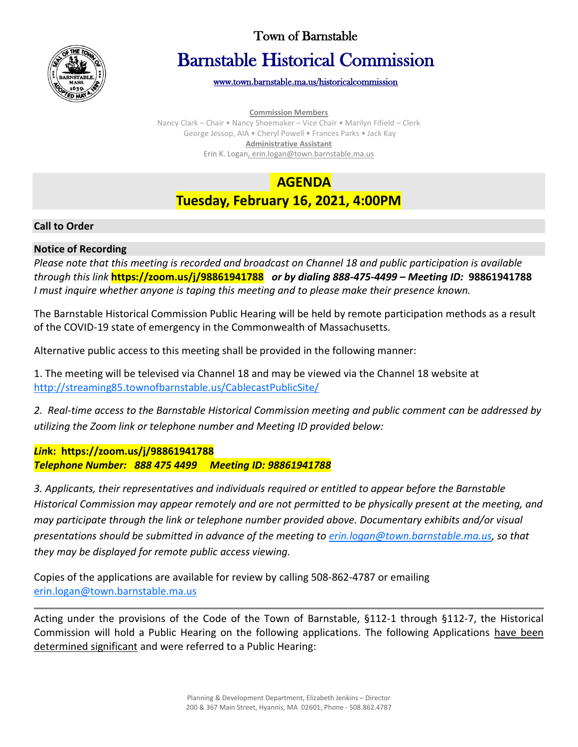# Town of Barnstable

# Barnstable Historical Commission

www.town.barnstable.ma.us/historicalcommission

**Commission Members**

Nancy Clark – Chair • Nancy Shoemaker – Vice Chair • Marilyn Fifield – Clerk
George Jessop, AIA • Cheryl Powell • Frances Parks • Jack Kay

**Administrative Assistant**

Erin K. Logan, erin.logan@town.barnstable.ma.us

## AGENDA

## Tuesday, February 16, 2021, 4:00PM

### Call to Order

### Notice of Recording

*Please note that this meeting is recorded and broadcast on Channel 18 and public participation is available through this link* **https://zoom.us/j/98861941788** ***or by dialing 888-475-4499 – Meeting ID:*** **98861941788**
*I must inquire whether anyone is taping this meeting and to please make their presence known.*

The Barnstable Historical Commission Public Hearing will be held by remote participation methods as a result of the COVID-19 state of emergency in the Commonwealth of Massachusetts.

Alternative public access to this meeting shall be provided in the following manner:

1. The meeting will be televised via Channel 18 and may be viewed via the Channel 18 website at http://streaming85.townofbarnstable.us/CablecastPublicSite/

*2. Real-time access to the Barnstable Historical Commission meeting and public comment can be addressed by utilizing the Zoom link or telephone number and Meeting ID provided below:*

***Link*: https://zoom.us/j/98861941788**
***Telephone Number: 888 475 4499 Meeting ID: 98861941788***

*3. Applicants, their representatives and individuals required or entitled to appear before the Barnstable Historical Commission may appear remotely and are not permitted to be physically present at the meeting, and may participate through the link or telephone number provided above. Documentary exhibits and/or visual presentations should be submitted in advance of the meeting to erin.logan@town.barnstable.ma.us, so that they may be displayed for remote public access viewing.*

Copies of the applications are available for review by calling 508-862-4787 or emailing erin.logan@town.barnstable.ma.us

---

Acting under the provisions of the Code of the Town of Barnstable, §112-1 through §112-7, the Historical Commission will hold a Public Hearing on the following applications. The following Applications have been determined significant and were referred to a Public Hearing: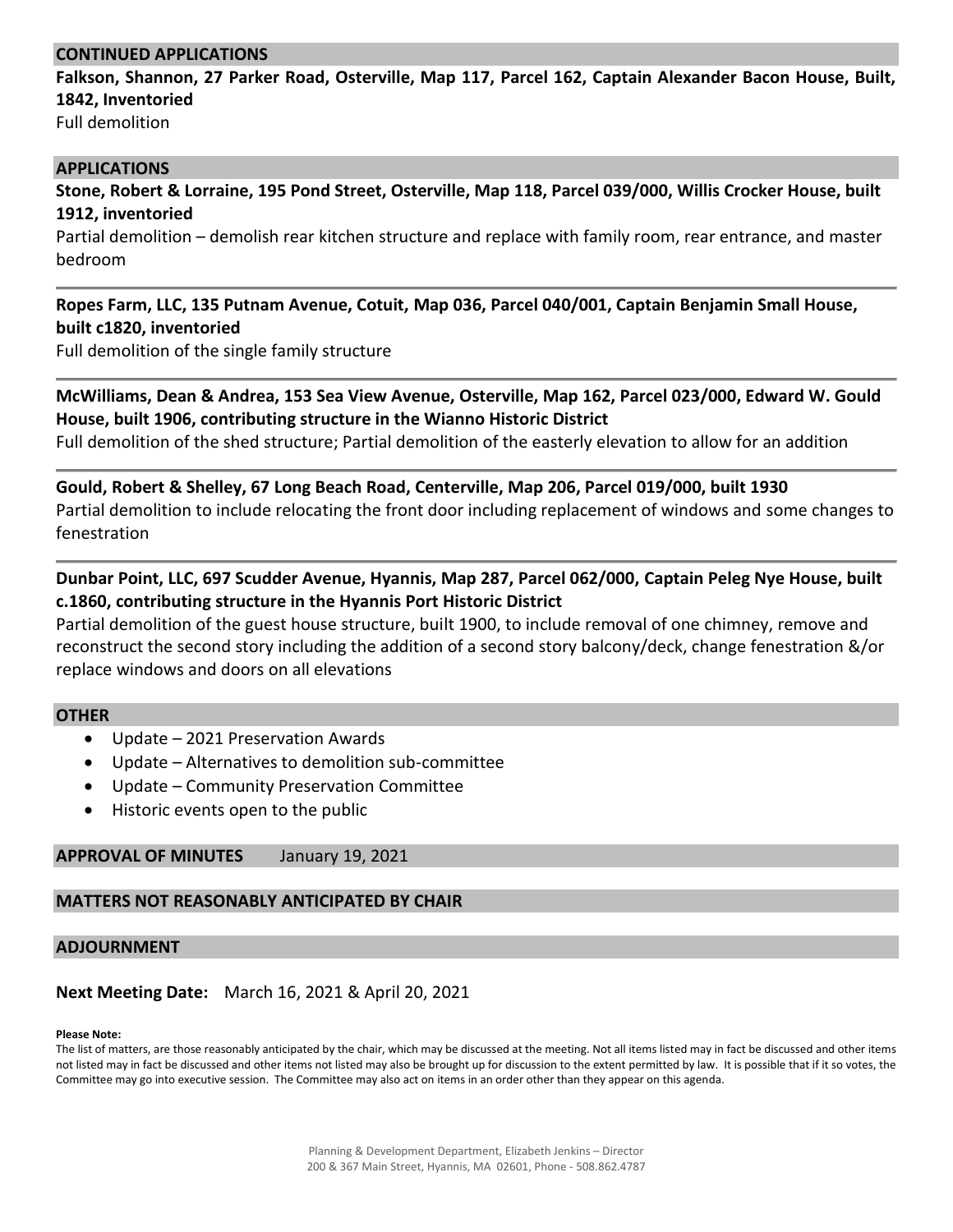## CONTINUED APPLICATIONS

**Falkson, Shannon, 27 Parker Road, Osterville, Map 117, Parcel 162, Captain Alexander Bacon House, Built, 1842, Inventoried**

Full demolition

## APPLICATIONS

**Stone, Robert & Lorraine, 195 Pond Street, Osterville, Map 118, Parcel 039/000, Willis Crocker House, built 1912, inventoried**

Partial demolition – demolish rear kitchen structure and replace with family room, rear entrance, and master bedroom

---

**Ropes Farm, LLC, 135 Putnam Avenue, Cotuit, Map 036, Parcel 040/001, Captain Benjamin Small House, built c1820, inventoried**

Full demolition of the single family structure

---

**McWilliams, Dean & Andrea, 153 Sea View Avenue, Osterville, Map 162, Parcel 023/000, Edward W. Gould House, built 1906, contributing structure in the Wianno Historic District**

Full demolition of the shed structure; Partial demolition of the easterly elevation to allow for an addition

---

**Gould, Robert & Shelley, 67 Long Beach Road, Centerville, Map 206, Parcel 019/000, built 1930**

Partial demolition to include relocating the front door including replacement of windows and some changes to fenestration

---

**Dunbar Point, LLC, 697 Scudder Avenue, Hyannis, Map 287, Parcel 062/000, Captain Peleg Nye House, built c.1860, contributing structure in the Hyannis Port Historic District**

Partial demolition of the guest house structure, built 1900, to include removal of one chimney, remove and reconstruct the second story including the addition of a second story balcony/deck, change fenestration &/or replace windows and doors on all elevations

## OTHER

- Update – 2021 Preservation Awards
- Update – Alternatives to demolition sub-committee
- Update – Community Preservation Committee
- Historic events open to the public

## APPROVAL OF MINUTES January 19, 2021

## MATTERS NOT REASONABLY ANTICIPATED BY CHAIR

## ADJOURNMENT

**Next Meeting Date:** March 16, 2021 & April 20, 2021

**Please Note:**
The list of matters, are those reasonably anticipated by the chair, which may be discussed at the meeting. Not all items listed may in fact be discussed and other items not listed may in fact be discussed and other items not listed may also be brought up for discussion to the extent permitted by law. It is possible that if it so votes, the Committee may go into executive session. The Committee may also act on items in an order other than they appear on this agenda.

Planning & Development Department, Elizabeth Jenkins – Director
200 & 367 Main Street, Hyannis, MA 02601, Phone - 508.862.4787